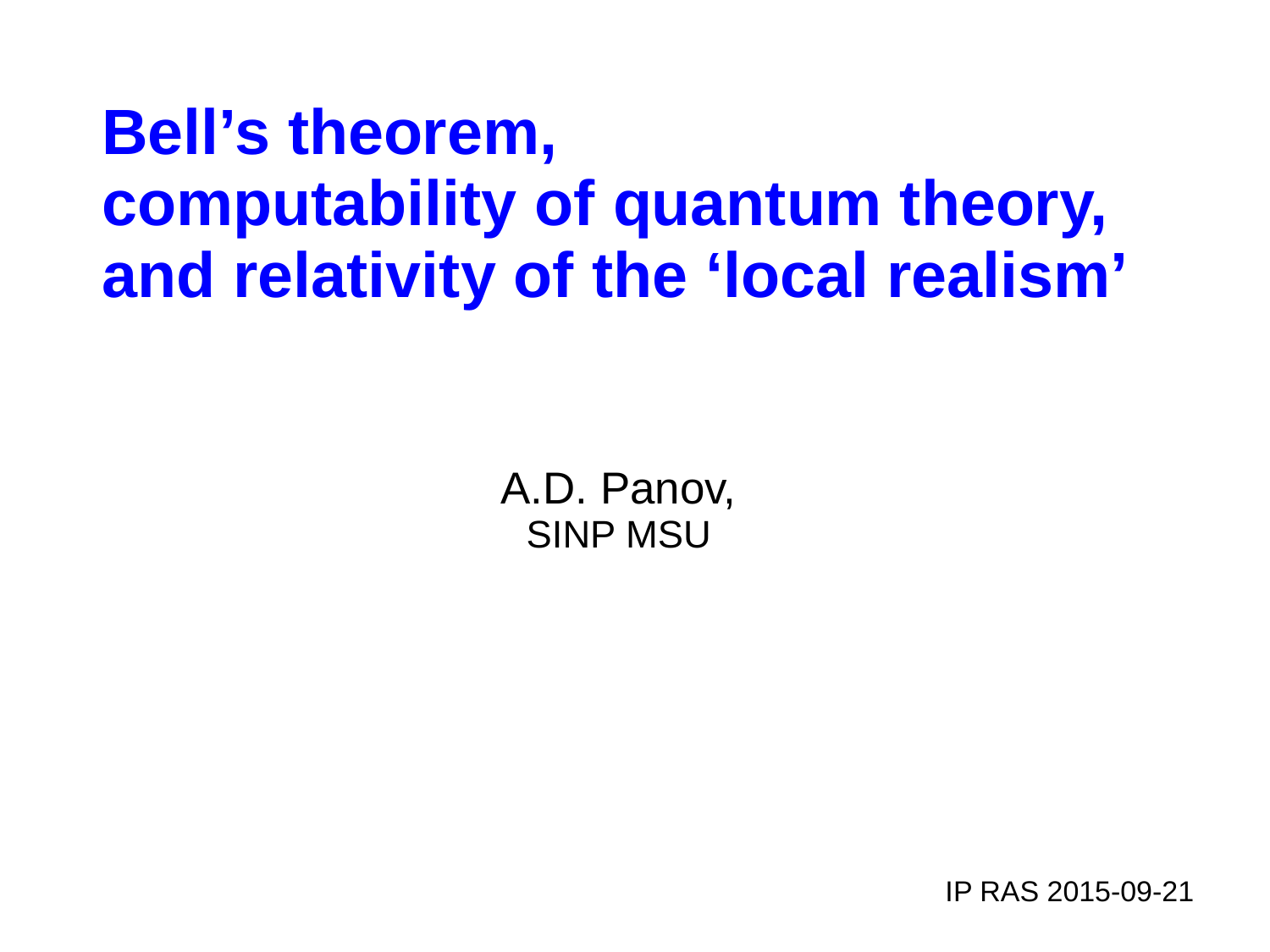# Bell's theorem, computability of quantum theory, and relativity of the 'local realism'

A.D. Panov,
SINP MSU

IP RAS 2015-09-21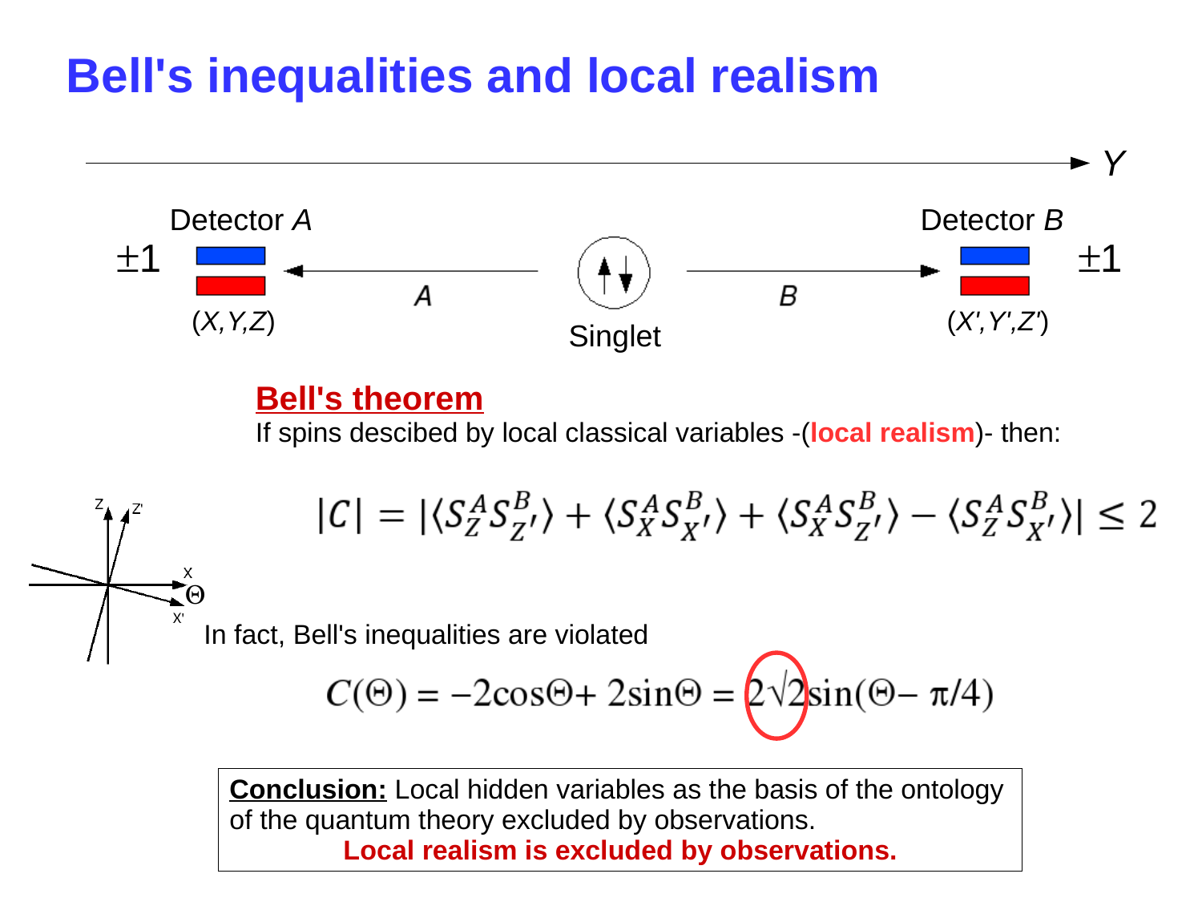# Bell's inequalities and local realism

Y

Detector *A*

±1

(*X*,*Y*,*Z*)

*A*

Singlet

*B*

Detector *B*

±1

(*X'*,*Y'*,*Z'*)

## Bell's theorem

If spins descibed by local classical variables -(**local realism**)- then:

$$|C| = |\langle S_Z^A S_{Z'}^B \rangle + \langle S_X^A S_{X'}^B \rangle + \langle S_X^A S_{Z'}^B \rangle - \langle S_Z^A S_{X'}^B \rangle| \leq 2$$

Z Z' X Θ X'

In fact, Bell's inequalities are violated

$$C(\Theta) = -2\cos\Theta + 2\sin\Theta = 2\sqrt{2}\sin(\Theta - \pi/4)$$

**Conclusion:** Local hidden variables as the basis of the ontology of the quantum theory excluded by observations.

**Local realism is excluded by observations.**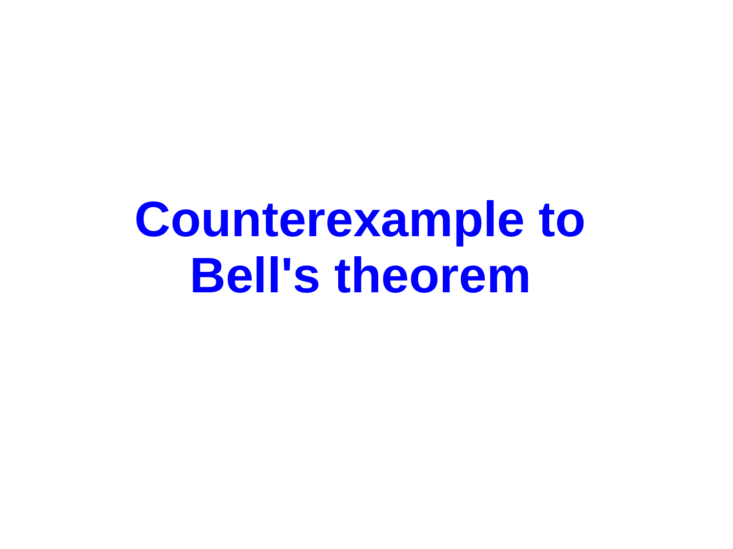# Counterexample to Bell's theorem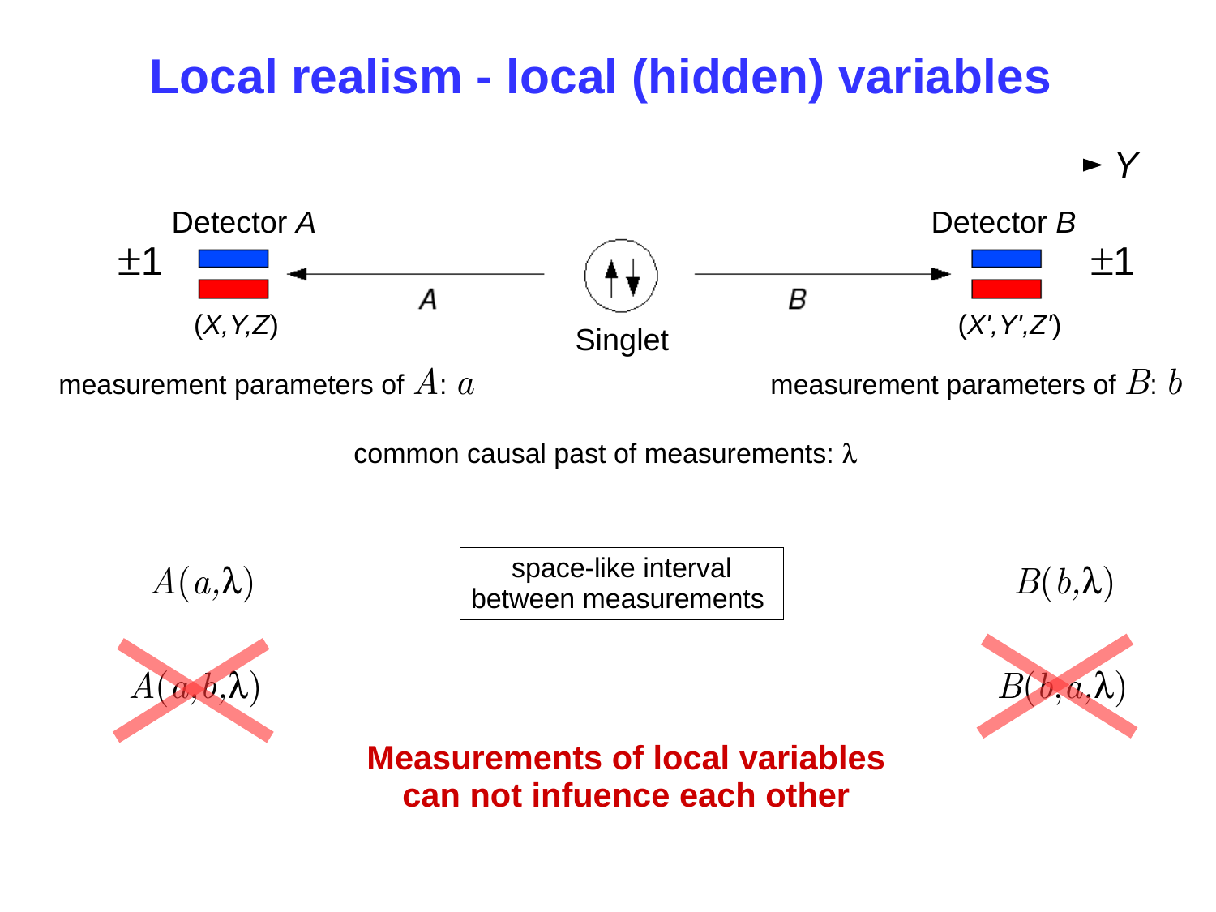# Local realism - local (hidden) variables

$Y$

Detector $A$ $\pm 1$ $(X,Y,Z)$

$A$

Singlet

$B$

Detector $B$ $\pm 1$ $(X',Y',Z')$

measurement parameters of $A$: $a$

measurement parameters of $B$: $b$

common causal past of measurements: $\lambda$

$A(a,\lambda)$

space-like interval between measurements

$B(b,\lambda)$

~~$A(a,b,\lambda)$~~

~~$B(b,a,\lambda)$~~

**Measurements of local variables can not infuence each other**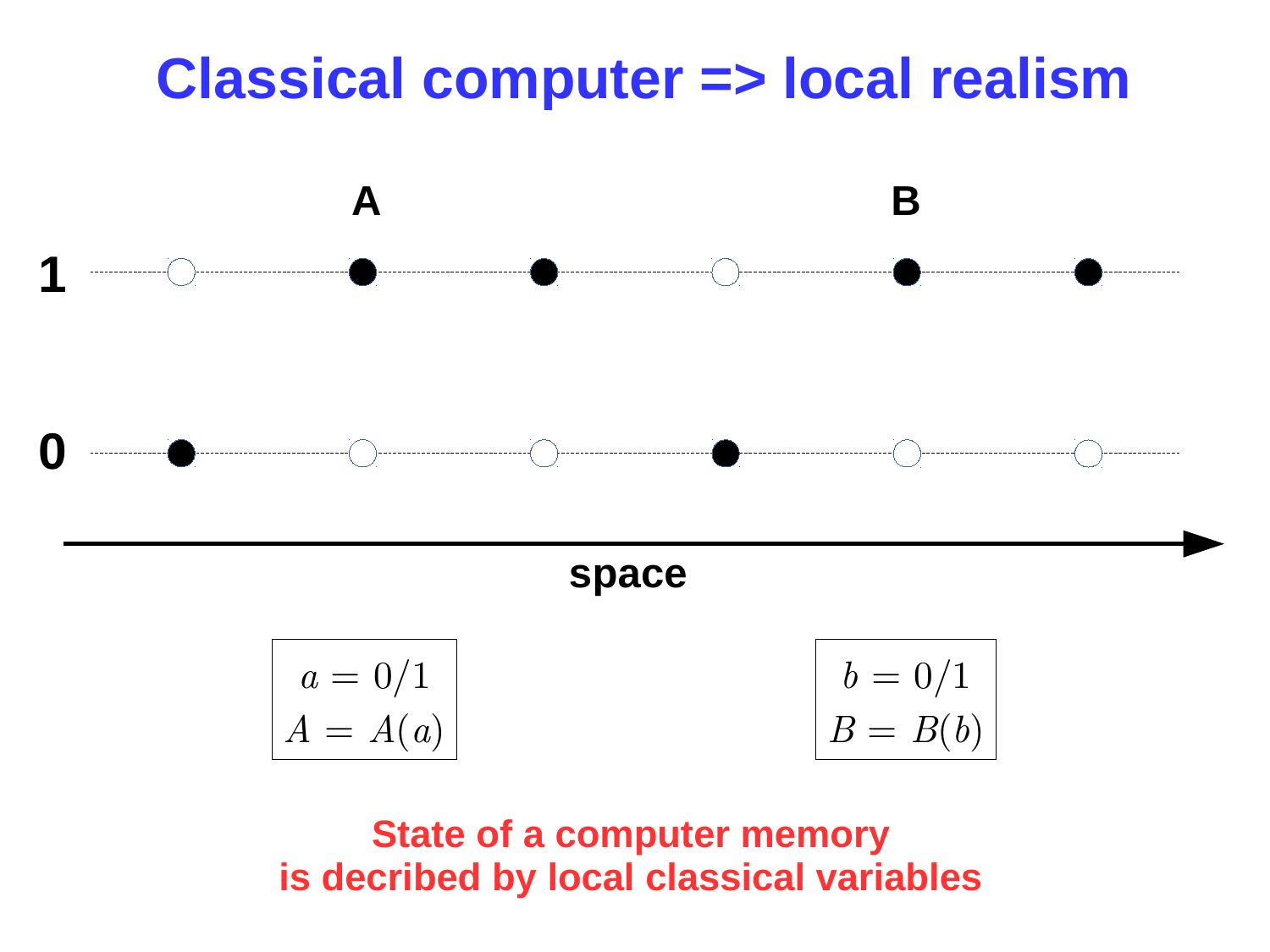# Classical computer => local realism

$$a = 0/1$$
$$A = A(a)$$

$$b = 0/1$$
$$B = B(b)$$

**State of a computer memory is decribed by local classical variables**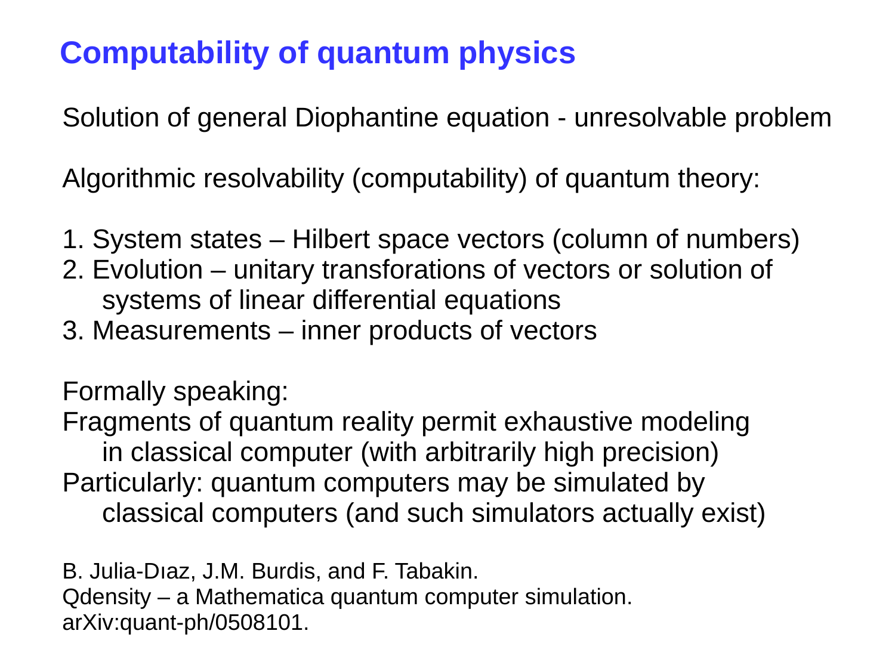# Computability of quantum physics

Solution of general Diophantine equation - unresolvable problem

Algorithmic resolvability (computability) of quantum theory:

1. System states – Hilbert space vectors (column of numbers)
2. Evolution – unitary transforations of vectors or solution of systems of linear differential equations
3. Measurements – inner products of vectors

Formally speaking:
Fragments of quantum reality permit exhaustive modeling in classical computer (with arbitrarily high precision)
Particularly: quantum computers may be simulated by classical computers (and such simulators actually exist)

B. Julia-Dıaz, J.M. Burdis, and F. Tabakin.
Qdensity – a Mathematica quantum computer simulation.
arXiv:quant-ph/0508101.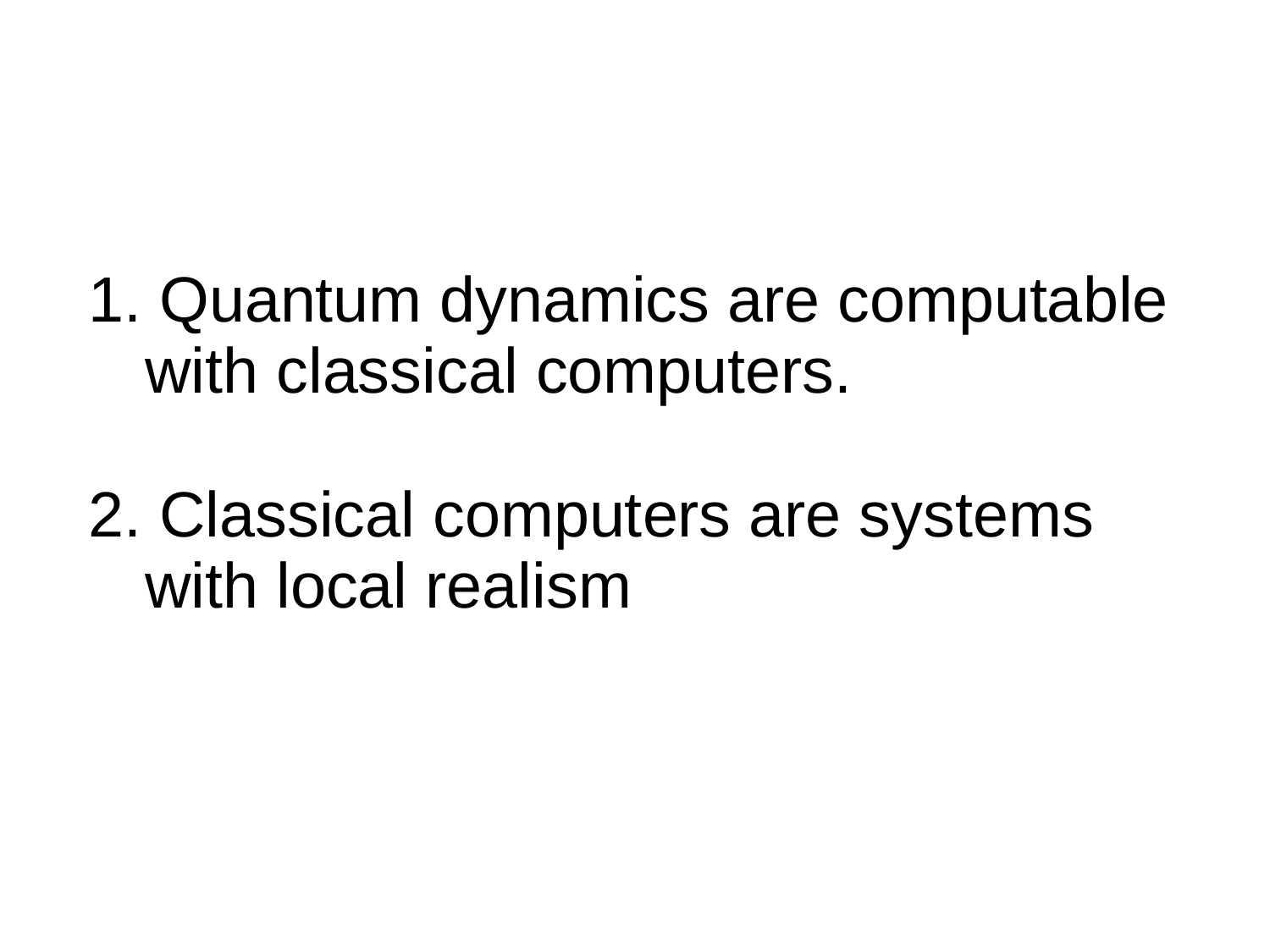1. Quantum dynamics are computable with classical computers.

2. Classical computers are systems with local realism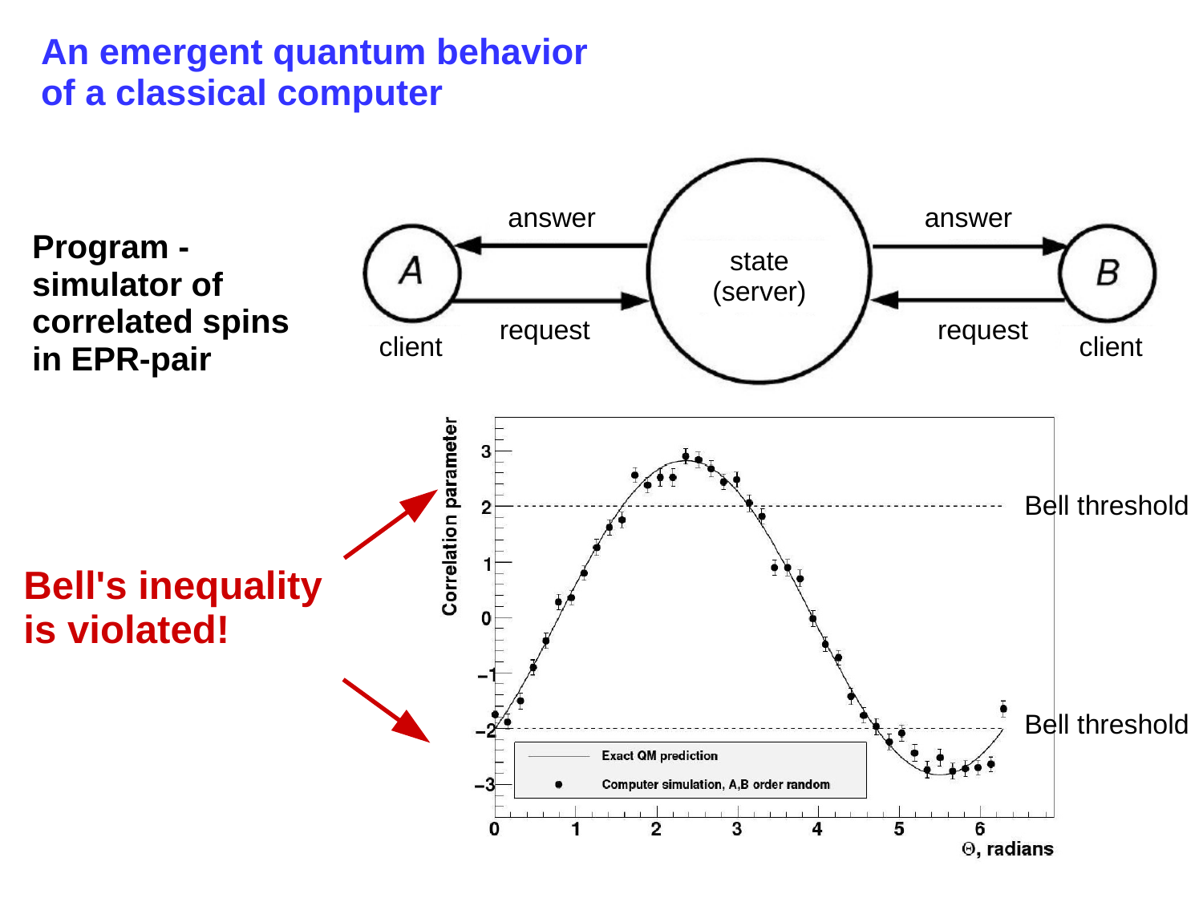# An emergent quantum behavior of a classical computer

**Program - simulator of correlated spins in EPR-pair**

answer

A

client

request

state (server)

answer

B

client

request

**Bell's inequality is violated!**

Correlation parameter

Bell threshold

Bell threshold

Exact QM prediction

Computer simulation, A,B order random

$\Theta$, radians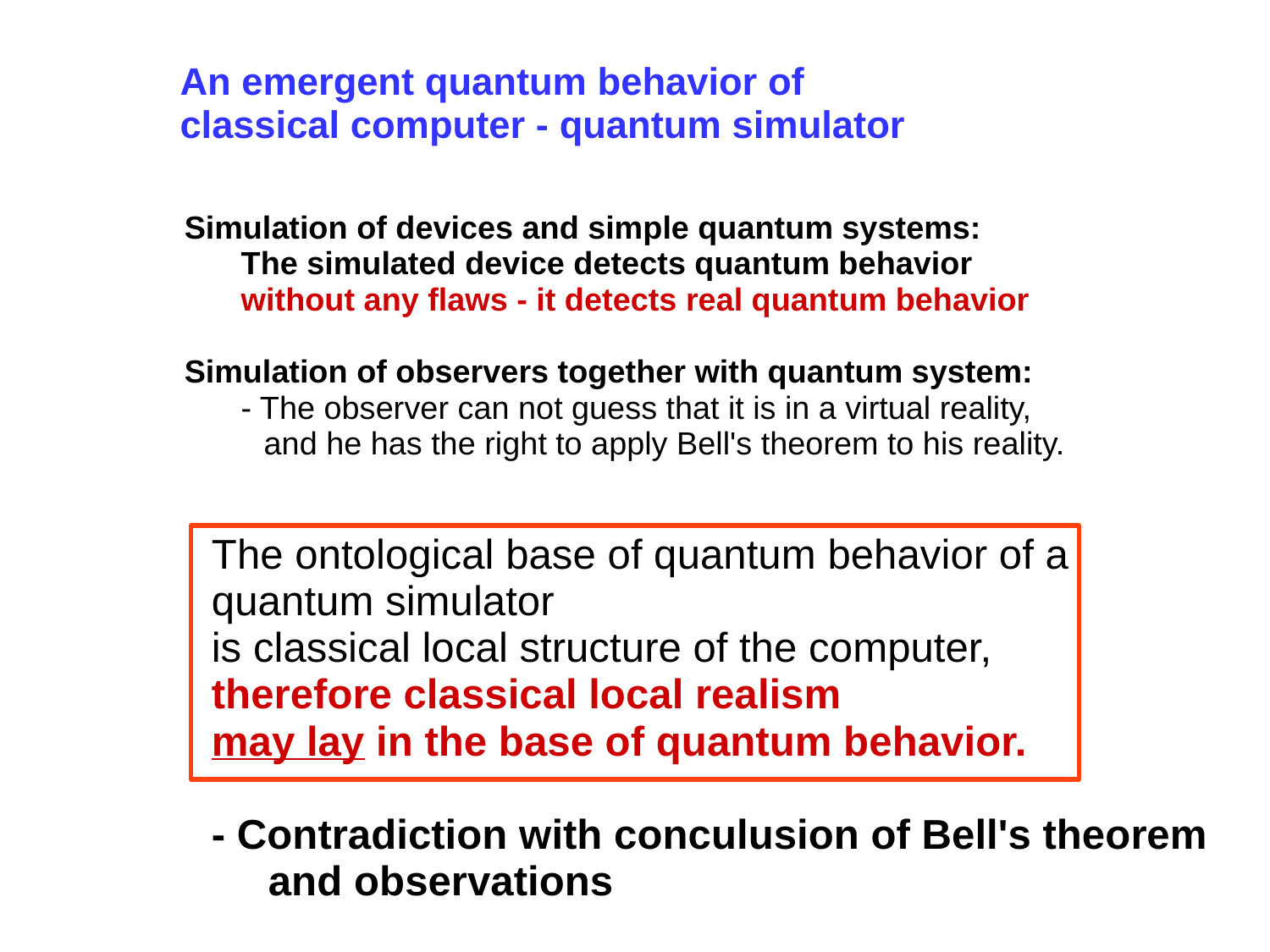# An emergent quantum behavior of classical computer - quantum simulator

**Simulation of devices and simple quantum systems:**

**The simulated device detects quantum behavior without any flaws - it detects real quantum behavior**

**Simulation of observers together with quantum system:**

- The observer can not guess that it is in a virtual reality, and he has the right to apply Bell's theorem to his reality.

> The ontological base of quantum behavior of a quantum simulator
> is classical local structure of the computer,
> **therefore classical local realism**
> **may lay in the base of quantum behavior.**

**- Contradiction with conculusion of Bell's theorem and observations**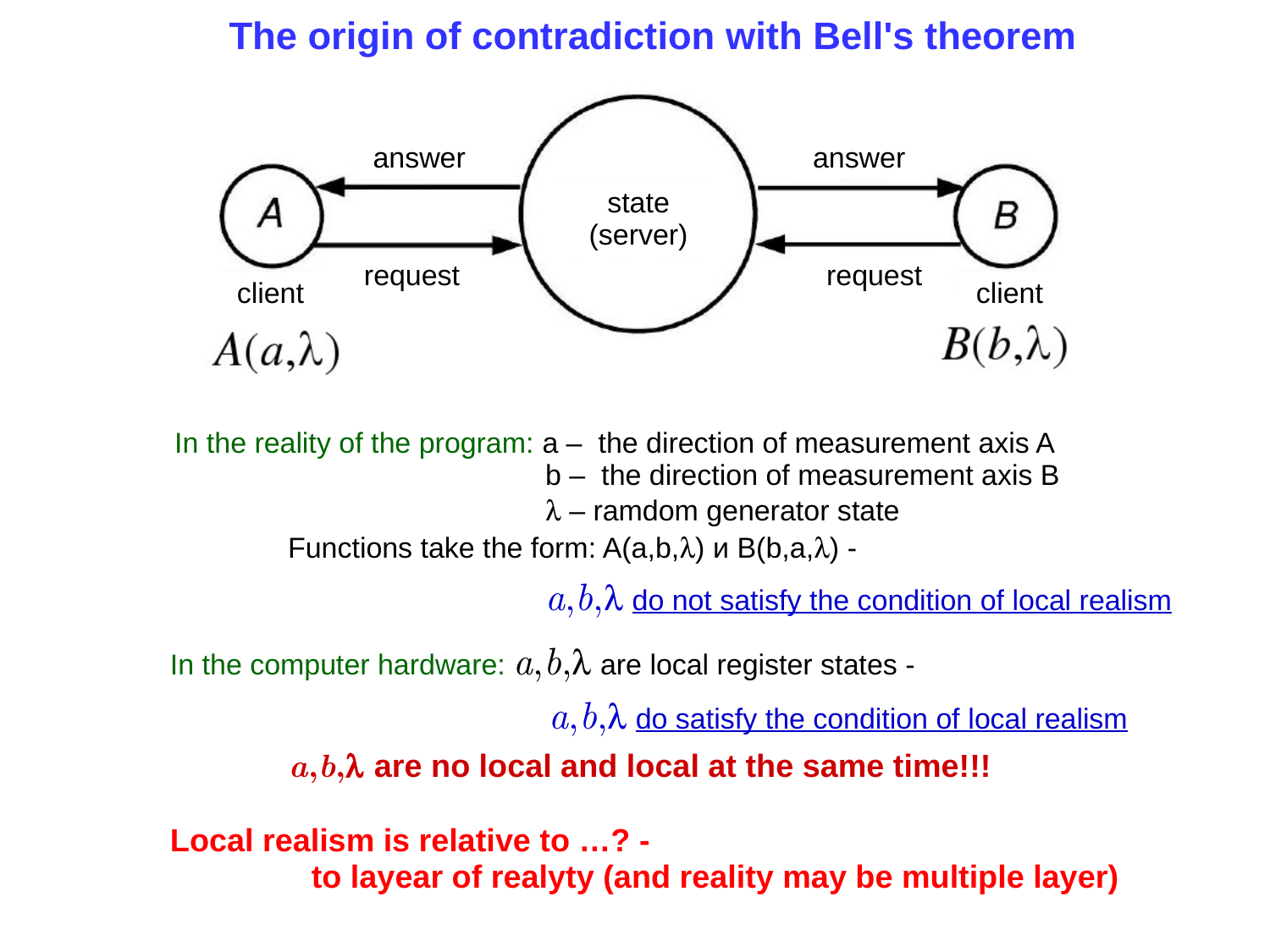# The origin of contradiction with Bell's theorem

answer | state (server) | answer

A — client — request — $A(a,\lambda)$

B — client — request — $B(b,\lambda)$

In the reality of the program: a – the direction of measurement axis A
b – the direction of measurement axis B
$\lambda$ – ramdom generator state

Functions take the form: $A(a,b,\lambda)$ и $B(b,a,\lambda)$ -

$a, b, \lambda$ do not satisfy the condition of local realism

In the computer hardware: $a, b, \lambda$ are local register states -

$a, b, \lambda$ do satisfy the condition of local realism

**$a, b, \lambda$ are no local and local at the same time!!!**

**Local realism is relative to …? -**
**to layear of realyty (and reality may be multiple layer)**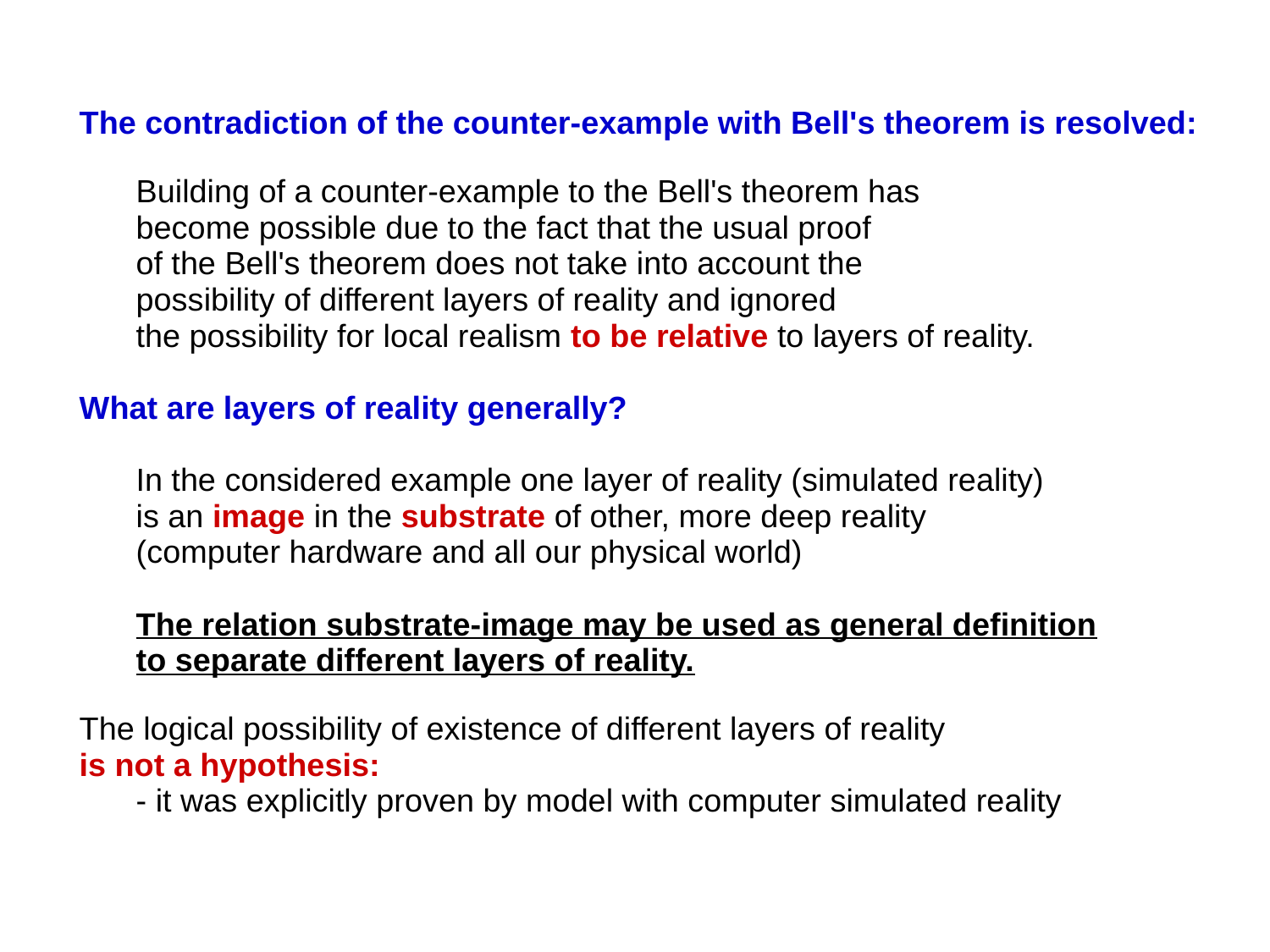## The contradiction of the counter-example with Bell's theorem is resolved:

Building of a counter-example to the Bell's theorem has become possible due to the fact that the usual proof of the Bell's theorem does not take into account the possibility of different layers of reality and ignored the possibility for local realism **to be relative** to layers of reality.

## What are layers of reality generally?

In the considered example one layer of reality (simulated reality) is an **image** in the **substrate** of other, more deep reality (computer hardware and all our physical world)

**The relation substrate-image may be used as general definition to separate different layers of reality.**

The logical possibility of existence of different layers of reality **is not a hypothesis:**

- it was explicitly proven by model with computer simulated reality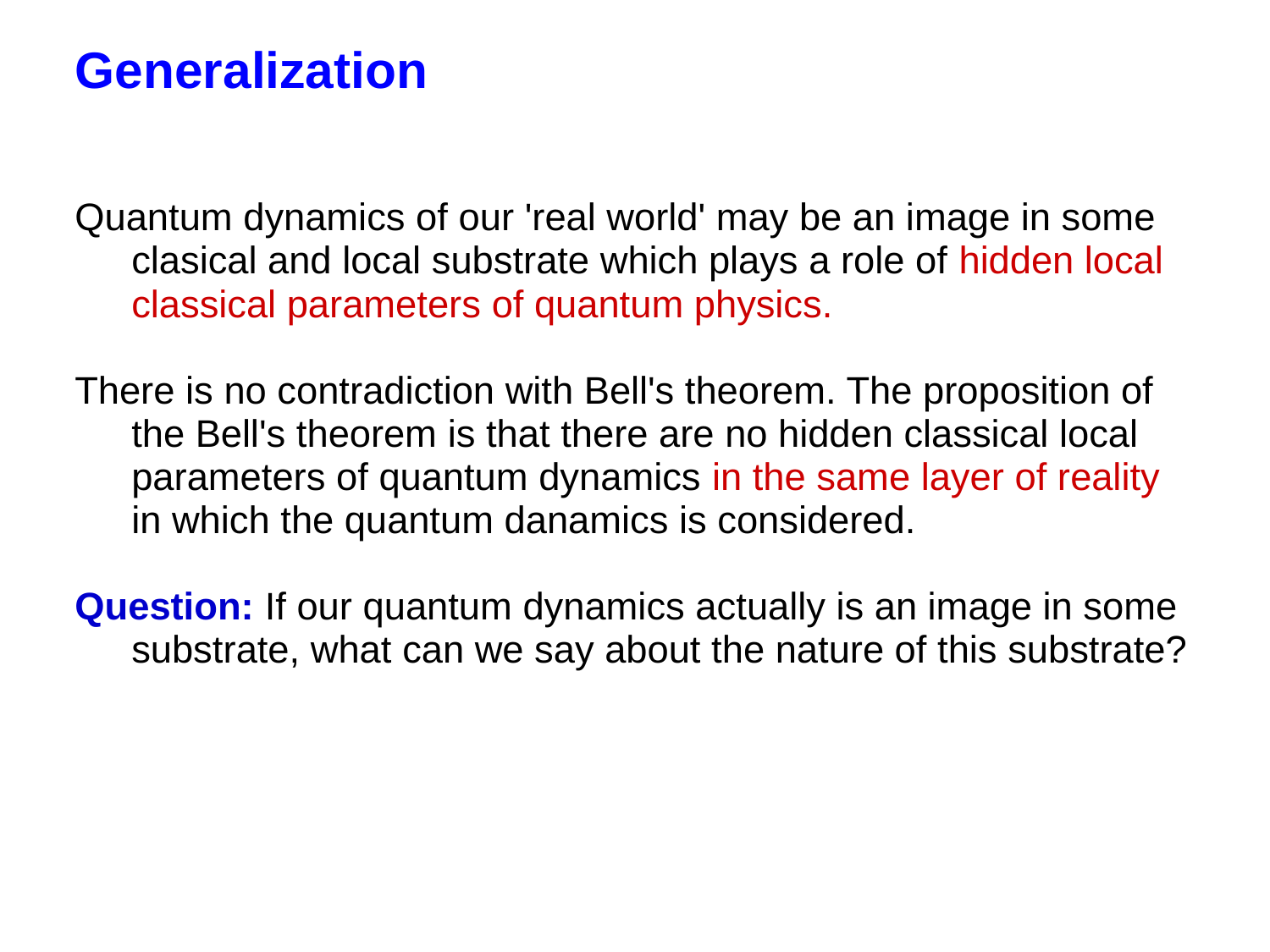# Generalization

Quantum dynamics of our 'real world' may be an image in some clasical and local substrate which plays a role of hidden local classical parameters of quantum physics.

There is no contradiction with Bell's theorem. The proposition of the Bell's theorem is that there are no hidden classical local parameters of quantum dynamics in the same layer of reality in which the quantum danamics is considered.

**Question:** If our quantum dynamics actually is an image in some substrate, what can we say about the nature of this substrate?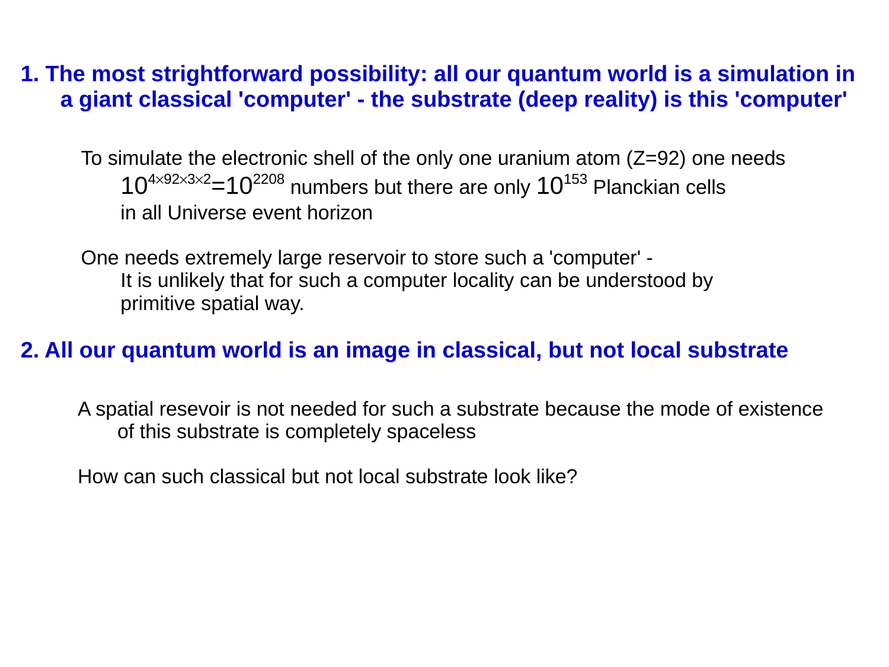## 1. The most strightforward possibility: all our quantum world is a simulation in a giant classical 'computer' - the substrate (deep reality) is this 'computer'

To simulate the electronic shell of the only one uranium atom (Z=92) one needs $10^{4\times92\times3\times2}=10^{2208}$ numbers but there are only $10^{153}$ Planckian cells in all Universe event horizon

One needs extremely large reservoir to store such a 'computer' - It is unlikely that for such a computer locality can be understood by primitive spatial way.

## 2. All our quantum world is an image in classical, but not local substrate

A spatial resevoir is not needed for such a substrate because the mode of existence of this substrate is completely spaceless

How can such classical but not local substrate look like?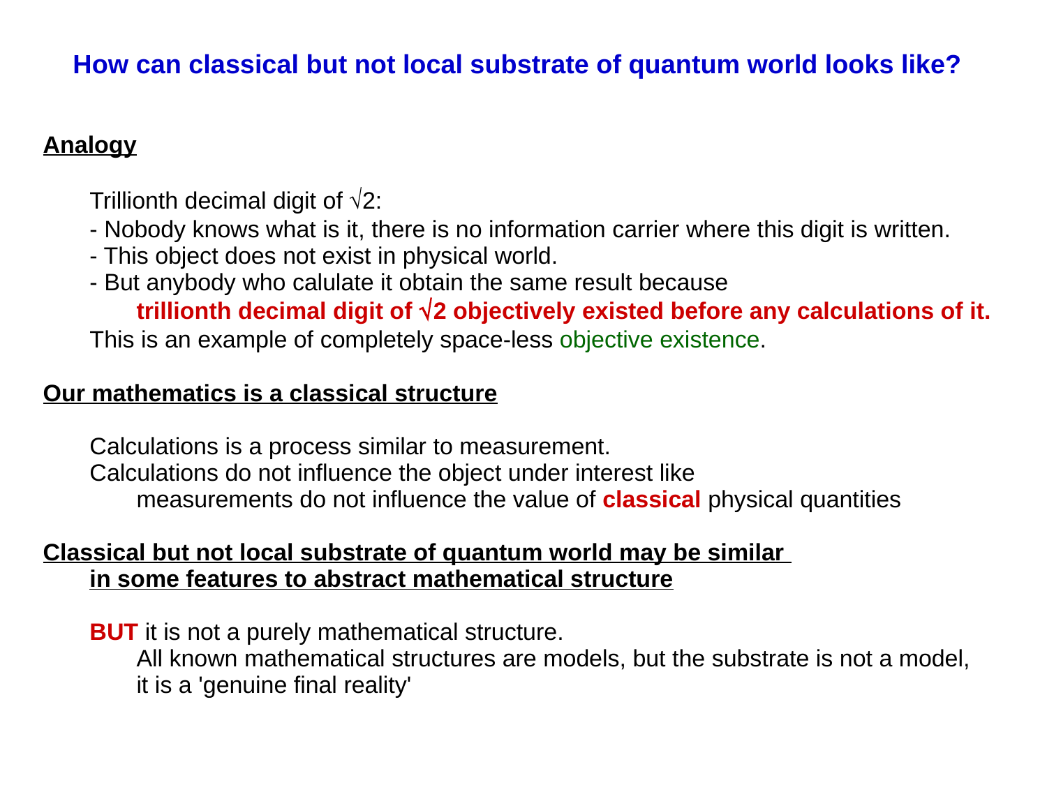# How can classical but not local substrate of quantum world looks like?

## Analogy

Trillionth decimal digit of $\sqrt{2}$:

- Nobody knows what is it, there is no information carrier where this digit is written.
- This object does not exist in physical world.
- But anybody who calulate it obtain the same result because

**trillionth decimal digit of $\sqrt{2}$ objectively existed before any calculations of it.**

This is an example of completely space-less objective existence.

## Our mathematics is a classical structure

Calculations is a process similar to measurement.
Calculations do not influence the object under interest like
measurements do not influence the value of **classical** physical quantities

## Classical but not local substrate of quantum world may be similar in some features to abstract mathematical structure

**BUT** it is not a purely mathematical structure.
All known mathematical structures are models, but the substrate is not a model,
it is a 'genuine final reality'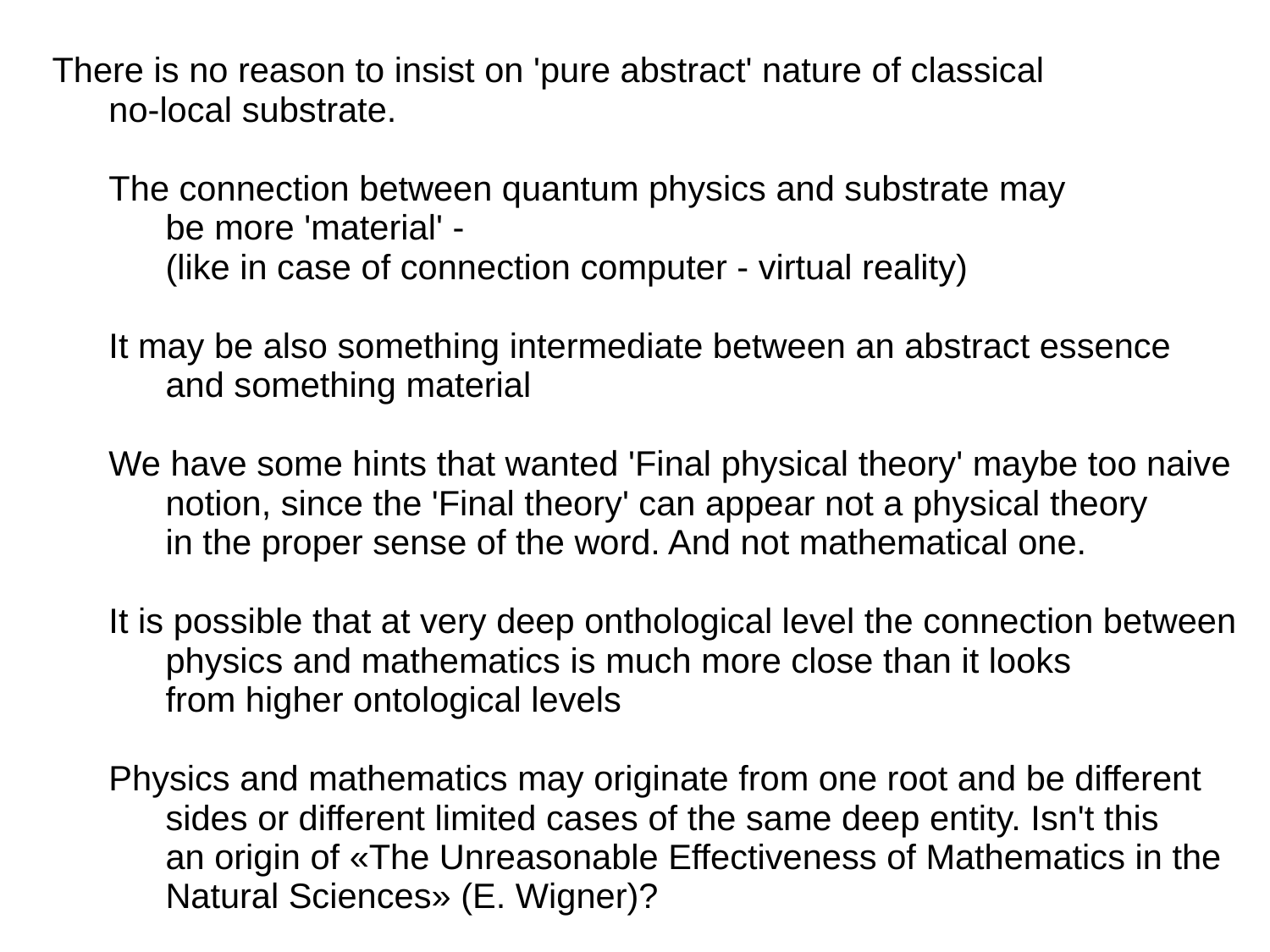There is no reason to insist on 'pure abstract' nature of classical no-local substrate.

- The connection between quantum physics and substrate may be more 'material' - (like in case of connection computer - virtual reality)
- It may be also something intermediate between an abstract essence and something material
- We have some hints that wanted 'Final physical theory' maybe too naive notion, since the 'Final theory' can appear not a physical theory in the proper sense of the word. And not mathematical one.
- It is possible that at very deep onthological level the connection between physics and mathematics is much more close than it looks from higher ontological levels
- Physics and mathematics may originate from one root and be different sides or different limited cases of the same deep entity. Isn't this an origin of «The Unreasonable Effectiveness of Mathematics in the Natural Sciences» (E. Wigner)?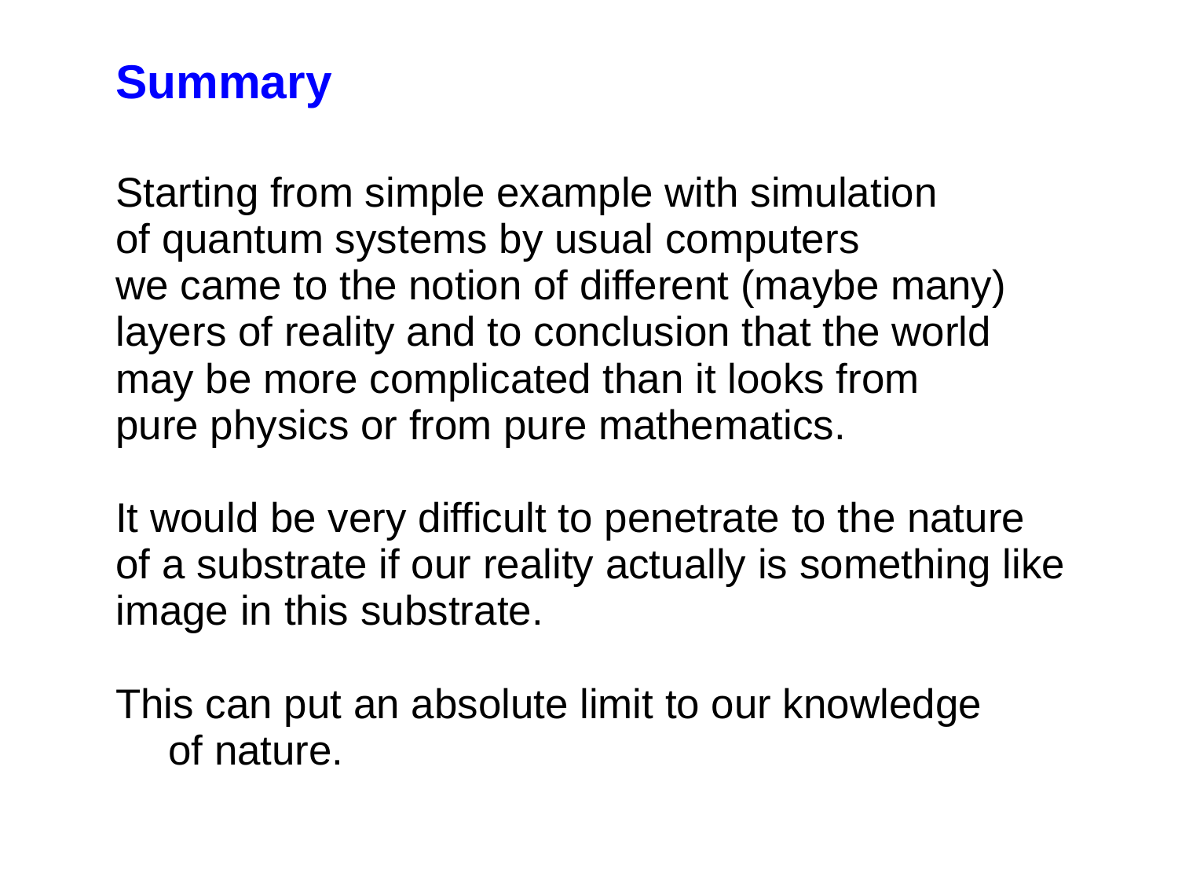# Summary

Starting from simple example with simulation of quantum systems by usual computers we came to the notion of different (maybe many) layers of reality and to conclusion that the world may be more complicated than it looks from pure physics or from pure mathematics.

It would be very difficult to penetrate to the nature of a substrate if our reality actually is something like image in this substrate.

This can put an absolute limit to our knowledge of nature.